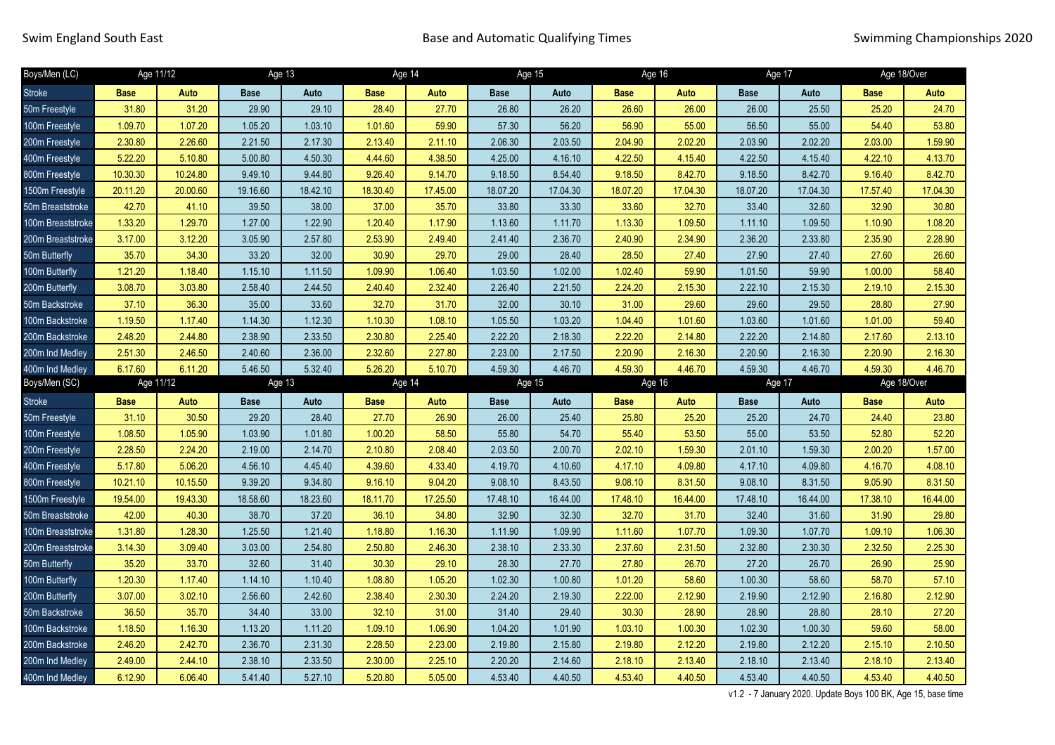Swim England South East — Base and Automatic Qualifying Times — Swimming Championships 2020

| Boys/Men (LC) | Age 11/12 | | Age 13 | | Age 14 | | Age 15 | | Age 16 | | Age 17 | | Age 18/Over | |
|---|---|---|---|---|---|---|---|---|---|---|---|---|---|---|
| Stroke | Base | Auto | Base | Auto | Base | Auto | Base | Auto | Base | Auto | Base | Auto | Base | Auto |
| 50m Freestyle | 31.80 | 31.20 | 29.90 | 29.10 | 28.40 | 27.70 | 26.80 | 26.20 | 26.60 | 26.00 | 26.00 | 25.50 | 25.20 | 24.70 |
| 100m Freestyle | 1.09.70 | 1.07.20 | 1.05.20 | 1.03.10 | 1.01.60 | 59.90 | 57.30 | 56.20 | 56.90 | 55.00 | 56.50 | 55.00 | 54.40 | 53.80 |
| 200m Freestyle | 2.30.80 | 2.26.60 | 2.21.50 | 2.17.30 | 2.13.40 | 2.11.10 | 2.06.30 | 2.03.50 | 2.04.90 | 2.02.20 | 2.03.90 | 2.02.20 | 2.03.00 | 1.59.90 |
| 400m Freestyle | 5.22.20 | 5.10.80 | 5.00.80 | 4.50.30 | 4.44.60 | 4.38.50 | 4.25.00 | 4.16.10 | 4.22.50 | 4.15.40 | 4.22.50 | 4.15.40 | 4.22.10 | 4.13.70 |
| 800m Freestyle | 10.30.30 | 10.24.80 | 9.49.10 | 9.44.80 | 9.26.40 | 9.14.70 | 9.18.50 | 8.54.40 | 9.18.50 | 8.42.70 | 9.18.50 | 8.42.70 | 9.16.40 | 8.42.70 |
| 1500m Freestyle | 20.11.20 | 20.00.60 | 19.16.60 | 18.42.10 | 18.30.40 | 17.45.00 | 18.07.20 | 17.04.30 | 18.07.20 | 17.04.30 | 18.07.20 | 17.04.30 | 17.57.40 | 17.04.30 |
| 50m Breaststroke | 42.70 | 41.10 | 39.50 | 38.00 | 37.00 | 35.70 | 33.80 | 33.30 | 33.60 | 32.70 | 33.40 | 32.60 | 32.90 | 30.80 |
| 100m Breaststroke | 1.33.20 | 1.29.70 | 1.27.00 | 1.22.90 | 1.20.40 | 1.17.90 | 1.13.60 | 1.11.70 | 1.13.30 | 1.09.50 | 1.11.10 | 1.09.50 | 1.10.90 | 1.08.20 |
| 200m Breaststroke | 3.17.00 | 3.12.20 | 3.05.90 | 2.57.80 | 2.53.90 | 2.49.40 | 2.41.40 | 2.36.70 | 2.40.90 | 2.34.90 | 2.36.20 | 2.33.80 | 2.35.90 | 2.28.90 |
| 50m Butterfly | 35.70 | 34.30 | 33.20 | 32.00 | 30.90 | 29.70 | 29.00 | 28.40 | 28.50 | 27.40 | 27.90 | 27.40 | 27.60 | 26.60 |
| 100m Butterfly | 1.21.20 | 1.18.40 | 1.15.10 | 1.11.50 | 1.09.90 | 1.06.40 | 1.03.50 | 1.02.00 | 1.02.40 | 59.90 | 1.01.50 | 59.90 | 1.00.00 | 58.40 |
| 200m Butterfly | 3.08.70 | 3.03.80 | 2.58.40 | 2.44.50 | 2.40.40 | 2.32.40 | 2.26.40 | 2.21.50 | 2.24.20 | 2.15.30 | 2.22.10 | 2.15.30 | 2.19.10 | 2.15.30 |
| 50m Backstroke | 37.10 | 36.30 | 35.00 | 33.60 | 32.70 | 31.70 | 32.00 | 30.10 | 31.00 | 29.60 | 29.60 | 29.50 | 28.80 | 27.90 |
| 100m Backstroke | 1.19.50 | 1.17.40 | 1.14.30 | 1.12.30 | 1.10.30 | 1.08.10 | 1.05.50 | 1.03.20 | 1.04.40 | 1.01.60 | 1.03.60 | 1.01.60 | 1.01.00 | 59.40 |
| 200m Backstroke | 2.48.20 | 2.44.80 | 2.38.90 | 2.33.50 | 2.30.80 | 2.25.40 | 2.22.20 | 2.18.30 | 2.22.20 | 2.14.80 | 2.22.20 | 2.14.80 | 2.17.60 | 2.13.10 |
| 200m Ind Medley | 2.51.30 | 2.46.50 | 2.40.60 | 2.36.00 | 2.32.60 | 2.27.80 | 2.23.00 | 2.17.50 | 2.20.90 | 2.16.30 | 2.20.90 | 2.16.30 | 2.20.90 | 2.16.30 |
| 400m Ind Medley | 6.17.60 | 6.11.20 | 5.46.50 | 5.32.40 | 5.26.20 | 5.10.70 | 4.59.30 | 4.46.70 | 4.59.30 | 4.46.70 | 4.59.30 | 4.46.70 | 4.59.30 | 4.46.70 |

| Boys/Men (SC) | Age 11/12 | | Age 13 | | Age 14 | | Age 15 | | Age 16 | | Age 17 | | Age 18/Over | |
|---|---|---|---|---|---|---|---|---|---|---|---|---|---|---|
| Stroke | Base | Auto | Base | Auto | Base | Auto | Base | Auto | Base | Auto | Base | Auto | Base | Auto |
| 50m Freestyle | 31.10 | 30.50 | 29.20 | 28.40 | 27.70 | 26.90 | 26.00 | 25.40 | 25.80 | 25.20 | 25.20 | 24.70 | 24.40 | 23.80 |
| 100m Freestyle | 1.08.50 | 1.05.90 | 1.03.90 | 1.01.80 | 1.00.20 | 58.50 | 55.80 | 54.70 | 55.40 | 53.50 | 55.00 | 53.50 | 52.80 | 52.20 |
| 200m Freestyle | 2.28.50 | 2.24.20 | 2.19.00 | 2.14.70 | 2.10.80 | 2.08.40 | 2.03.50 | 2.00.70 | 2.02.10 | 1.59.30 | 2.01.10 | 1.59.30 | 2.00.20 | 1.57.00 |
| 400m Freestyle | 5.17.80 | 5.06.20 | 4.56.10 | 4.45.40 | 4.39.60 | 4.33.40 | 4.19.70 | 4.10.60 | 4.17.10 | 4.09.80 | 4.17.10 | 4.09.80 | 4.16.70 | 4.08.10 |
| 800m Freestyle | 10.21.10 | 10.15.50 | 9.39.20 | 9.34.80 | 9.16.10 | 9.04.20 | 9.08.10 | 8.43.50 | 9.08.10 | 8.31.50 | 9.08.10 | 8.31.50 | 9.05.90 | 8.31.50 |
| 1500m Freestyle | 19.54.00 | 19.43.30 | 18.58.60 | 18.23.60 | 18.11.70 | 17.25.50 | 17.48.10 | 16.44.00 | 17.48.10 | 16.44.00 | 17.48.10 | 16.44.00 | 17.38.10 | 16.44.00 |
| 50m Breaststroke | 42.00 | 40.30 | 38.70 | 37.20 | 36.10 | 34.80 | 32.90 | 32.30 | 32.70 | 31.70 | 32.40 | 31.60 | 31.90 | 29.80 |
| 100m Breaststroke | 1.31.80 | 1.28.30 | 1.25.50 | 1.21.40 | 1.18.80 | 1.16.30 | 1.11.90 | 1.09.90 | 1.11.60 | 1.07.70 | 1.09.30 | 1.07.70 | 1.09.10 | 1.06.30 |
| 200m Breaststroke | 3.14.30 | 3.09.40 | 3.03.00 | 2.54.80 | 2.50.80 | 2.46.30 | 2.38.10 | 2.33.30 | 2.37.60 | 2.31.50 | 2.32.80 | 2.30.30 | 2.32.50 | 2.25.30 |
| 50m Butterfly | 35.20 | 33.70 | 32.60 | 31.40 | 30.30 | 29.10 | 28.30 | 27.70 | 27.80 | 26.70 | 27.20 | 26.70 | 26.90 | 25.90 |
| 100m Butterfly | 1.20.30 | 1.17.40 | 1.14.10 | 1.10.40 | 1.08.80 | 1.05.20 | 1.02.30 | 1.00.80 | 1.01.20 | 58.60 | 1.00.30 | 58.60 | 58.70 | 57.10 |
| 200m Butterfly | 3.07.00 | 3.02.10 | 2.56.60 | 2.42.60 | 2.38.40 | 2.30.30 | 2.24.20 | 2.19.30 | 2.22.00 | 2.12.90 | 2.19.90 | 2.12.90 | 2.16.80 | 2.12.90 |
| 50m Backstroke | 36.50 | 35.70 | 34.40 | 33.00 | 32.10 | 31.00 | 31.40 | 29.40 | 30.30 | 28.90 | 28.90 | 28.80 | 28.10 | 27.20 |
| 100m Backstroke | 1.18.50 | 1.16.30 | 1.13.20 | 1.11.20 | 1.09.10 | 1.06.90 | 1.04.20 | 1.01.90 | 1.03.10 | 1.00.30 | 1.02.30 | 1.00.30 | 59.60 | 58.00 |
| 200m Backstroke | 2.46.20 | 2.42.70 | 2.36.70 | 2.31.30 | 2.28.50 | 2.23.00 | 2.19.80 | 2.15.80 | 2.19.80 | 2.12.20 | 2.19.80 | 2.12.20 | 2.15.10 | 2.10.50 |
| 200m Ind Medley | 2.49.00 | 2.44.10 | 2.38.10 | 2.33.50 | 2.30.00 | 2.25.10 | 2.20.20 | 2.14.60 | 2.18.10 | 2.13.40 | 2.18.10 | 2.13.40 | 2.18.10 | 2.13.40 |
| 400m Ind Medley | 6.12.90 | 6.06.40 | 5.41.40 | 5.27.10 | 5.20.80 | 5.05.00 | 4.53.40 | 4.40.50 | 4.53.40 | 4.40.50 | 4.53.40 | 4.40.50 | 4.53.40 | 4.40.50 |

v1.2 - 7 January 2020. Update Boys 100 BK, Age 15, base time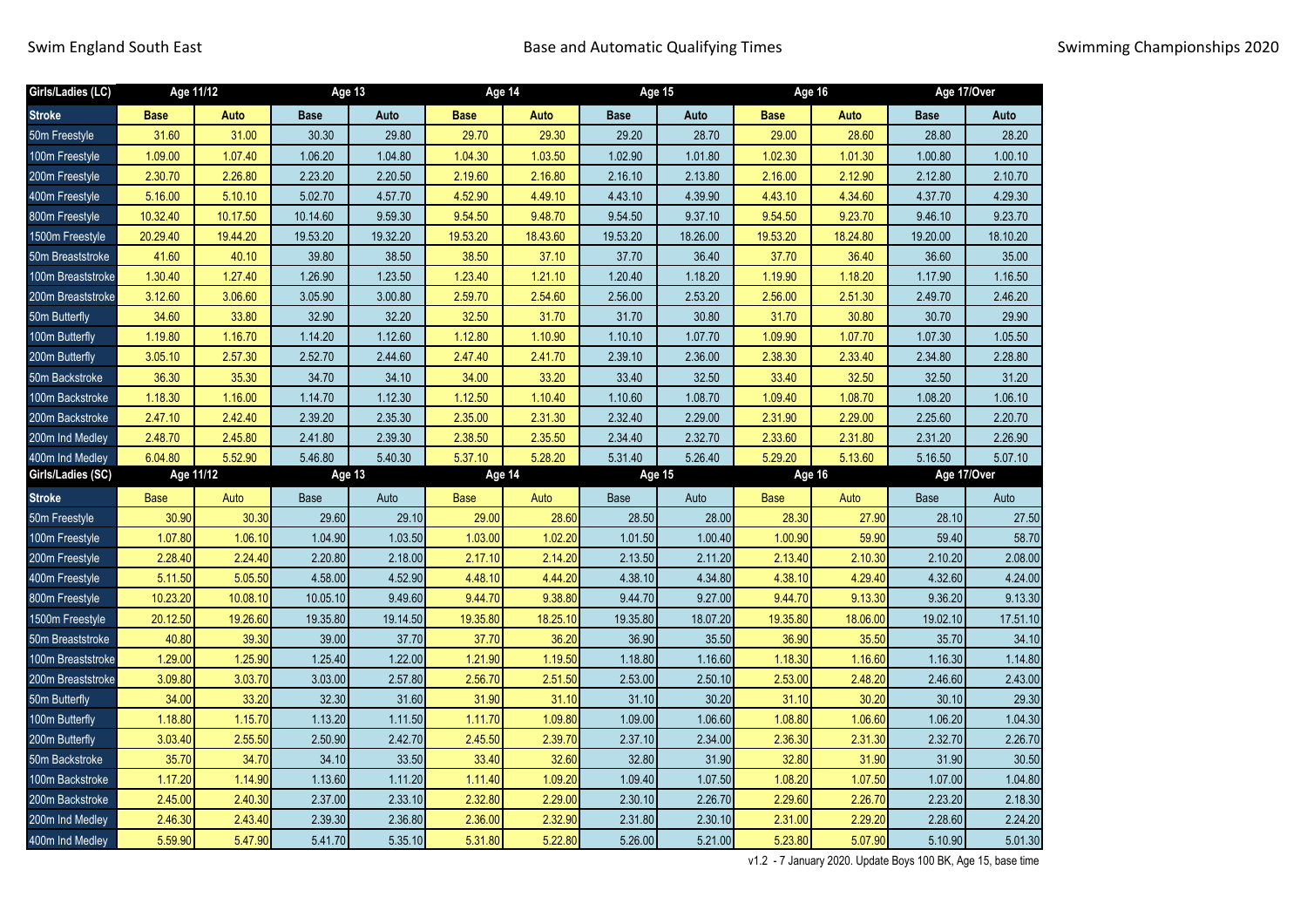Swim England South East — Base and Automatic Qualifying Times — Swimming Championships 2020

| Girls/Ladies (LC) | Age 11/12 | | Age 13 | | Age 14 | | Age 15 | | Age 16 | | Age 17/Over | |
|---|---|---|---|---|---|---|---|---|---|---|---|---|
| Stroke | Base | Auto | Base | Auto | Base | Auto | Base | Auto | Base | Auto | Base | Auto |
| 50m Freestyle | 31.60 | 31.00 | 30.30 | 29.80 | 29.70 | 29.30 | 29.20 | 28.70 | 29.00 | 28.60 | 28.80 | 28.20 |
| 100m Freestyle | 1.09.00 | 1.07.40 | 1.06.20 | 1.04.80 | 1.04.30 | 1.03.50 | 1.02.90 | 1.01.80 | 1.02.30 | 1.01.30 | 1.00.80 | 1.00.10 |
| 200m Freestyle | 2.30.70 | 2.26.80 | 2.23.20 | 2.20.50 | 2.19.60 | 2.16.80 | 2.16.10 | 2.13.80 | 2.16.00 | 2.12.90 | 2.12.80 | 2.10.70 |
| 400m Freestyle | 5.16.00 | 5.10.10 | 5.02.70 | 4.57.70 | 4.52.90 | 4.49.10 | 4.43.10 | 4.39.90 | 4.43.10 | 4.34.60 | 4.37.70 | 4.29.30 |
| 800m Freestyle | 10.32.40 | 10.17.50 | 10.14.60 | 9.59.30 | 9.54.50 | 9.48.70 | 9.54.50 | 9.37.10 | 9.54.50 | 9.23.70 | 9.46.10 | 9.23.70 |
| 1500m Freestyle | 20.29.40 | 19.44.20 | 19.53.20 | 19.32.20 | 19.53.20 | 18.43.60 | 19.53.20 | 18.26.00 | 19.53.20 | 18.24.80 | 19.20.00 | 18.10.20 |
| 50m Breaststroke | 41.60 | 40.10 | 39.80 | 38.50 | 38.50 | 37.10 | 37.70 | 36.40 | 37.70 | 36.40 | 36.60 | 35.00 |
| 100m Breaststroke | 1.30.40 | 1.27.40 | 1.26.90 | 1.23.50 | 1.23.40 | 1.21.10 | 1.20.40 | 1.18.20 | 1.19.90 | 1.18.20 | 1.17.90 | 1.16.50 |
| 200m Breaststroke | 3.12.60 | 3.06.60 | 3.05.90 | 3.00.80 | 2.59.70 | 2.54.60 | 2.56.00 | 2.53.20 | 2.56.00 | 2.51.30 | 2.49.70 | 2.46.20 |
| 50m Butterfly | 34.60 | 33.80 | 32.90 | 32.20 | 32.50 | 31.70 | 31.70 | 30.80 | 31.70 | 30.80 | 30.70 | 29.90 |
| 100m Butterfly | 1.19.80 | 1.16.70 | 1.14.20 | 1.12.60 | 1.12.80 | 1.10.90 | 1.10.10 | 1.07.70 | 1.09.90 | 1.07.70 | 1.07.30 | 1.05.50 |
| 200m Butterfly | 3.05.10 | 2.57.30 | 2.52.70 | 2.44.60 | 2.47.40 | 2.41.70 | 2.39.10 | 2.36.00 | 2.38.30 | 2.33.40 | 2.34.80 | 2.28.80 |
| 50m Backstroke | 36.30 | 35.30 | 34.70 | 34.10 | 34.00 | 33.20 | 33.40 | 32.50 | 33.40 | 32.50 | 32.50 | 31.20 |
| 100m Backstroke | 1.18.30 | 1.16.00 | 1.14.70 | 1.12.30 | 1.12.50 | 1.10.40 | 1.10.60 | 1.08.70 | 1.09.40 | 1.08.70 | 1.08.20 | 1.06.10 |
| 200m Backstroke | 2.47.10 | 2.42.40 | 2.39.20 | 2.35.30 | 2.35.00 | 2.31.30 | 2.32.40 | 2.29.00 | 2.31.90 | 2.29.00 | 2.25.60 | 2.20.70 |
| 200m Ind Medley | 2.48.70 | 2.45.80 | 2.41.80 | 2.39.30 | 2.38.50 | 2.35.50 | 2.34.40 | 2.32.70 | 2.33.60 | 2.31.80 | 2.31.20 | 2.26.90 |
| 400m Ind Medley | 6.04.80 | 5.52.90 | 5.46.80 | 5.40.30 | 5.37.10 | 5.28.20 | 5.31.40 | 5.26.40 | 5.29.20 | 5.13.60 | 5.16.50 | 5.07.10 |
| **Girls/Ladies (SC)** | **Age 11/12** | | **Age 13** | | **Age 14** | | **Age 15** | | **Age 16** | | **Age 17/Over** | |
| **Stroke** | Base | Auto | Base | Auto | Base | Auto | Base | Auto | Base | Auto | Base | Auto |
| 50m Freestyle | 30.90 | 30.30 | 29.60 | 29.10 | 29.00 | 28.60 | 28.50 | 28.00 | 28.30 | 27.90 | 28.10 | 27.50 |
| 100m Freestyle | 1.07.80 | 1.06.10 | 1.04.90 | 1.03.50 | 1.03.00 | 1.02.20 | 1.01.50 | 1.00.40 | 1.00.90 | 59.90 | 59.40 | 58.70 |
| 200m Freestyle | 2.28.40 | 2.24.40 | 2.20.80 | 2.18.00 | 2.17.10 | 2.14.20 | 2.13.50 | 2.11.20 | 2.13.40 | 2.10.30 | 2.10.20 | 2.08.00 |
| 400m Freestyle | 5.11.50 | 5.05.50 | 4.58.00 | 4.52.90 | 4.48.10 | 4.44.20 | 4.38.10 | 4.34.80 | 4.38.10 | 4.29.40 | 4.32.60 | 4.24.00 |
| 800m Freestyle | 10.23.20 | 10.08.10 | 10.05.10 | 9.49.60 | 9.44.70 | 9.38.80 | 9.44.70 | 9.27.00 | 9.44.70 | 9.13.30 | 9.36.20 | 9.13.30 |
| 1500m Freestyle | 20.12.50 | 19.26.60 | 19.35.80 | 19.14.50 | 19.35.80 | 18.25.10 | 19.35.80 | 18.07.20 | 19.35.80 | 18.06.00 | 19.02.10 | 17.51.10 |
| 50m Breaststroke | 40.80 | 39.30 | 39.00 | 37.70 | 37.70 | 36.20 | 36.90 | 35.50 | 36.90 | 35.50 | 35.70 | 34.10 |
| 100m Breaststroke | 1.29.00 | 1.25.90 | 1.25.40 | 1.22.00 | 1.21.90 | 1.19.50 | 1.18.80 | 1.16.60 | 1.18.30 | 1.16.60 | 1.16.30 | 1.14.80 |
| 200m Breaststroke | 3.09.80 | 3.03.70 | 3.03.00 | 2.57.80 | 2.56.70 | 2.51.50 | 2.53.00 | 2.50.10 | 2.53.00 | 2.48.20 | 2.46.60 | 2.43.00 |
| 50m Butterfly | 34.00 | 33.20 | 32.30 | 31.60 | 31.90 | 31.10 | 31.10 | 30.20 | 31.10 | 30.20 | 30.10 | 29.30 |
| 100m Butterfly | 1.18.80 | 1.15.70 | 1.13.20 | 1.11.50 | 1.11.70 | 1.09.80 | 1.09.00 | 1.06.60 | 1.08.80 | 1.06.60 | 1.06.20 | 1.04.30 |
| 200m Butterfly | 3.03.40 | 2.55.50 | 2.50.90 | 2.42.70 | 2.45.50 | 2.39.70 | 2.37.10 | 2.34.00 | 2.36.30 | 2.31.30 | 2.32.70 | 2.26.70 |
| 50m Backstroke | 35.70 | 34.70 | 34.10 | 33.50 | 33.40 | 32.60 | 32.80 | 31.90 | 32.80 | 31.90 | 31.90 | 30.50 |
| 100m Backstroke | 1.17.20 | 1.14.90 | 1.13.60 | 1.11.20 | 1.11.40 | 1.09.20 | 1.09.40 | 1.07.50 | 1.08.20 | 1.07.50 | 1.07.00 | 1.04.80 |
| 200m Backstroke | 2.45.00 | 2.40.30 | 2.37.00 | 2.33.10 | 2.32.80 | 2.29.00 | 2.30.10 | 2.26.70 | 2.29.60 | 2.26.70 | 2.23.20 | 2.18.30 |
| 200m Ind Medley | 2.46.30 | 2.43.40 | 2.39.30 | 2.36.80 | 2.36.00 | 2.32.90 | 2.31.80 | 2.30.10 | 2.31.00 | 2.29.20 | 2.28.60 | 2.24.20 |
| 400m Ind Medley | 5.59.90 | 5.47.90 | 5.41.70 | 5.35.10 | 5.31.80 | 5.22.80 | 5.26.00 | 5.21.00 | 5.23.80 | 5.07.90 | 5.10.90 | 5.01.30 |

v1.2 - 7 January 2020. Update Boys 100 BK, Age 15, base time